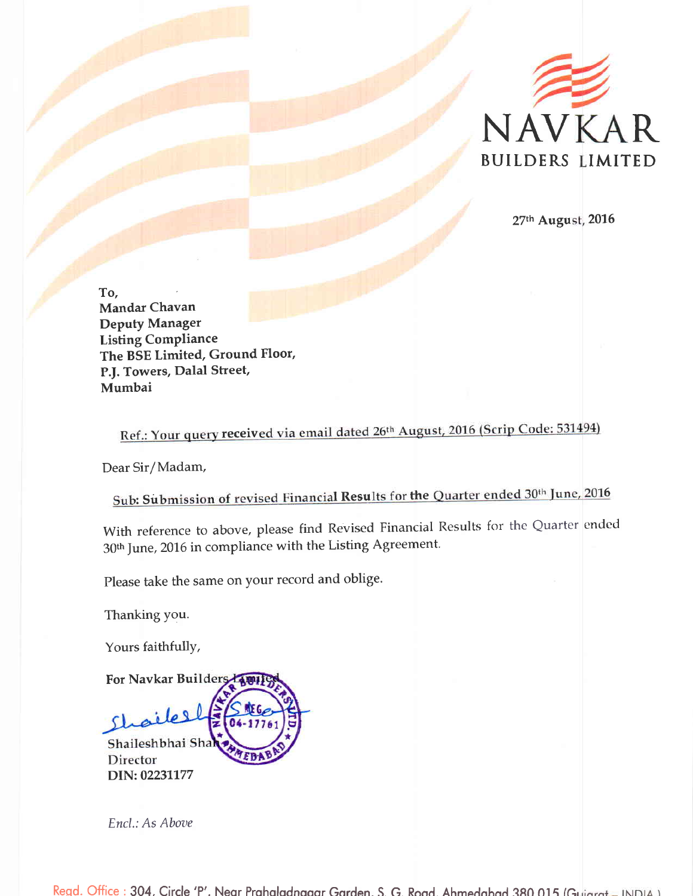NAVKAR
BUILDERS LIMITED

27th August, 2016

To,
Mandar Chavan
Deputy Manager
Listing Compliance
The BSE Limited, Ground Floor,
P.J. Towers, Dalal Street,
Mumbai

Ref.: Your query received via email dated 26th August, 2016 (Scrip Code: 531494)

Dear Sir/Madam,

Sub: Submission of revised Financial Results for the Quarter ended 30th June, 2016

With reference to above, please find Revised Financial Results for the Quarter ended 30th June, 2016 in compliance with the Listing Agreement.

Please take the same on your record and oblige.

Thanking you.

Yours faithfully,

For Navkar Builders Limited

Shaileshbhai Shah
Director
DIN: 02231177

*Encl.: As Above*

Regd. Office : 304, Circle 'P', Near Prahaladnagar Garden, S. G. Road, Ahmedabad 380 015 (Gujarat – INDIA)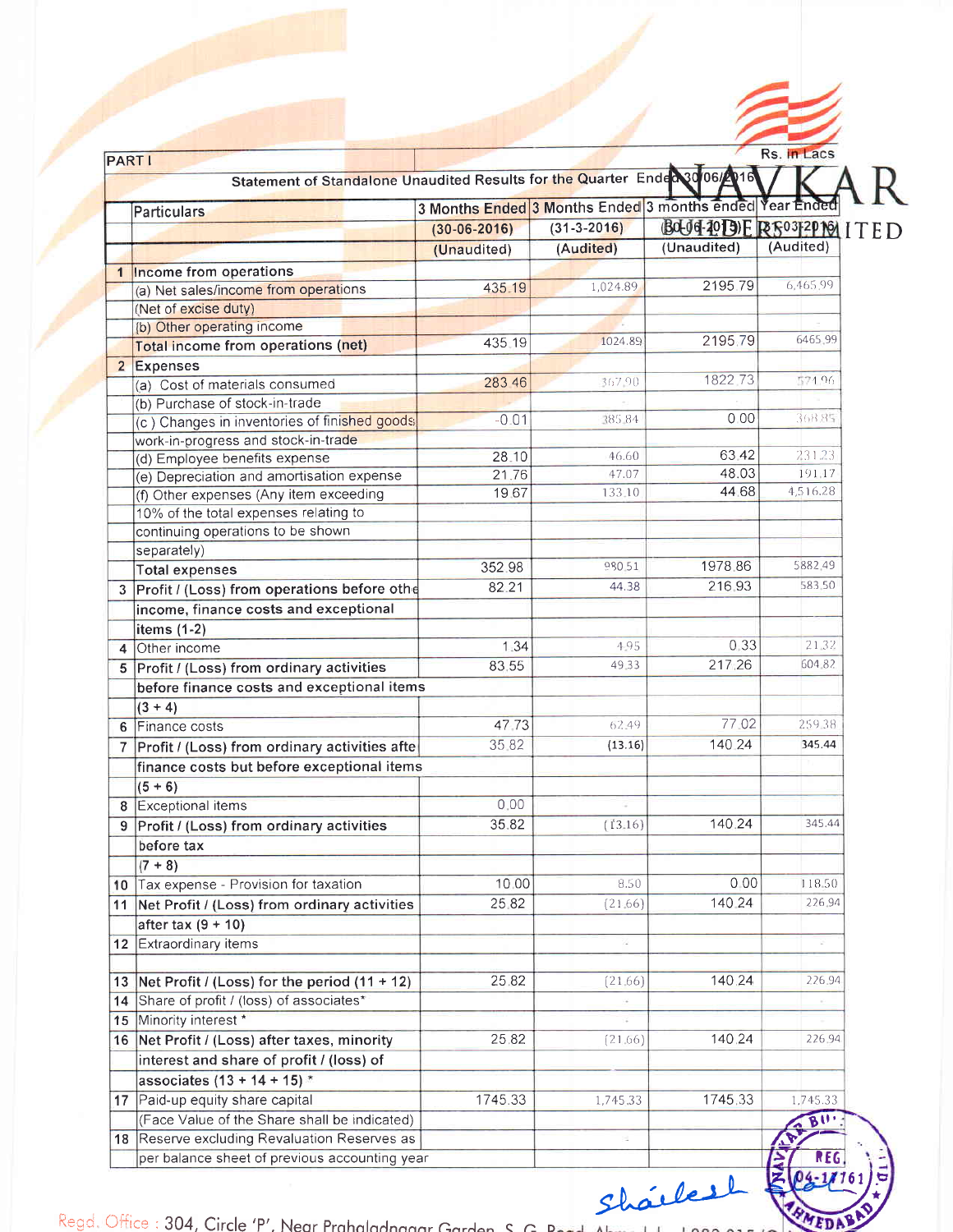PART I

Rs. in Lacs

**Statement of Standalone Unaudited Results for the Quarter Ended 30/06/2016**

| | Particulars | 3 Months Ended (30-06-2016) (Unaudited) | 3 Months Ended (31-3-2016) (Audited) | 3 months ended 30-06-2015 (Unaudited) | Year Ended 31-03-2016 (Audited) |
|---|---|---|---|---|---|
| 1 | **Income from operations** | | | | |
| | (a) Net sales/income from operations (Net of excise duty) | 435.19 | 1,024.89 | 2195.79 | 6,465.99 |
| | (b) Other operating income | | - | | - |
| | **Total income from operations (net)** | 435.19 | 1024.89 | 2195.79 | 6465.99 |
| 2 | **Expenses** | | | | |
| | (a) Cost of materials consumed | 283.46 | 367.90 | 1822.73 | 571.96 |
| | (b) Purchase of stock-in-trade | | - | | - |
| | (c ) Changes in inventories of finished goods work-in-progress and stock-in-trade | -0.01 | 385.84 | 0.00 | 368.85 |
| | (d) Employee benefits expense | 28.10 | 46.60 | 63.42 | 231.23 |
| | (e) Depreciation and amortisation expense | 21.76 | 47.07 | 48.03 | 191.17 |
| | (f) Other expenses (Any item exceeding 10% of the total expenses relating to continuing operations to be shown separately) | 19.67 | 133.10 | 44.68 | 4,516.28 |
| | **Total expenses** | 352.98 | 980.51 | 1978.86 | 5882.49 |
| 3 | **Profit / (Loss) from operations before other income, finance costs and exceptional items (1-2)** | 82.21 | 44.38 | 216.93 | 583.50 |
| 4 | Other income | 1.34 | 4.95 | 0.33 | 21.32 |
| 5 | **Profit / (Loss) from ordinary activities before finance costs and exceptional items (3 + 4)** | 83.55 | 49.33 | 217.26 | 604.82 |
| 6 | Finance costs | 47.73 | 62.49 | 77.02 | 259.38 |
| 7 | **Profit / (Loss) from ordinary activities after finance costs but before exceptional items (5 + 6)** | 35.82 | **(13.16)** | 140.24 | **345.44** |
| 8 | Exceptional items | 0.00 | - | | |
| 9 | **Profit / (Loss) from ordinary activities before tax (7 + 8)** | 35.82 | (13.16) | 140.24 | 345.44 |
| 10 | Tax expense - Provision for taxation | 10.00 | 8.50 | 0.00 | 118.50 |
| 11 | **Net Profit / (Loss) from ordinary activities after tax (9 + 10)** | 25.82 | (21.66) | 140.24 | 226.94 |
| 12 | Extraordinary items | | - | | - |
| 13 | **Net Profit / (Loss) for the period (11 + 12)** | 25.82 | (21.66) | 140.24 | 226.94 |
| 14 | Share of profit / (loss) of associates* | | - | | - |
| 15 | Minority interest * | | - | | |
| 16 | **Net Profit / (Loss) after taxes, minority interest and share of profit / (loss) of associates (13 + 14 + 15) *** | 25.82 | (21.66) | 140.24 | 226.94 |
| 17 | Paid-up equity share capital (Face Value of the Share shall be indicated) | 1745.33 | 1,745.33 | 1745.33 | 1,745.33 |
| 18 | Reserve excluding Revaluation Reserves as per balance sheet of previous accounting year | | - | | |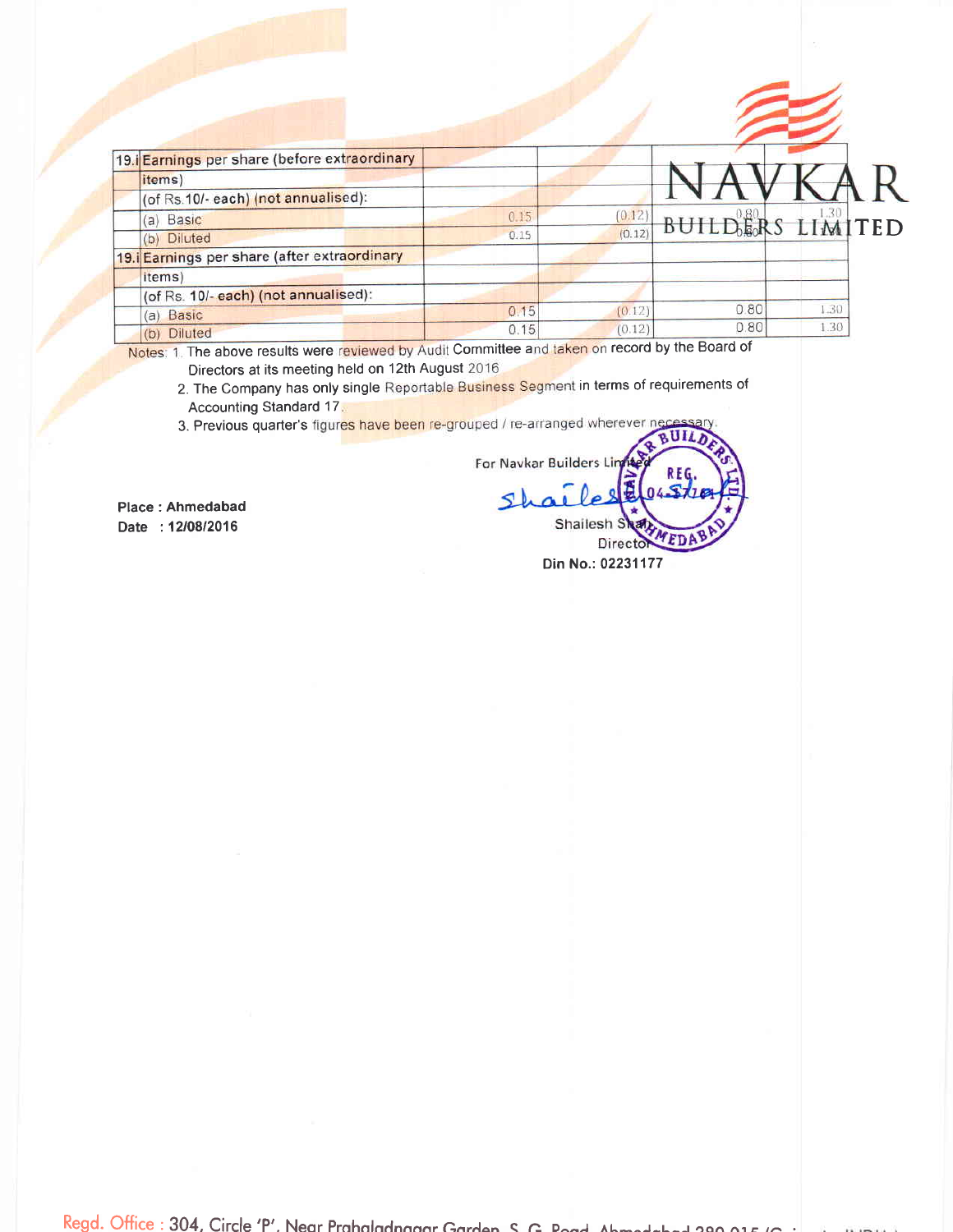| | | | | | |
|---|---|---|---|---|---|
| 19.i | Earnings per share (before extraordinary items) | | | | |
| | (of Rs.10/- each) (not annualised): | | | | |
| | (a) Basic | 0.15 | (0.12) | 0.80 | 1.30 |
| | (b) Diluted | 0.15 | (0.12) | 0.80 | 1.30 |
| 19.i | Earnings per share (after extraordinary items) | | | | |
| | (of Rs. 10/- each) (not annualised): | | | | |
| | (a) Basic | 0.15 | (0.12) | 0.80 | 1.30 |
| | (b) Diluted | 0.15 | (0.12) | 0.80 | 1.30 |

Notes:
1. The above results were reviewed by Audit Committee and taken on record by the Board of Directors at its meeting held on 12th August 2016
2. The Company has only single Reportable Business Segment in terms of requirements of Accounting Standard 17.
3. Previous quarter's figures have been re-grouped / re-arranged wherever necessary.

For Navkar Builders Limited

Shailesh Shah
Director
Din No.: 02231177

Place : Ahmedabad
Date : 12/08/2016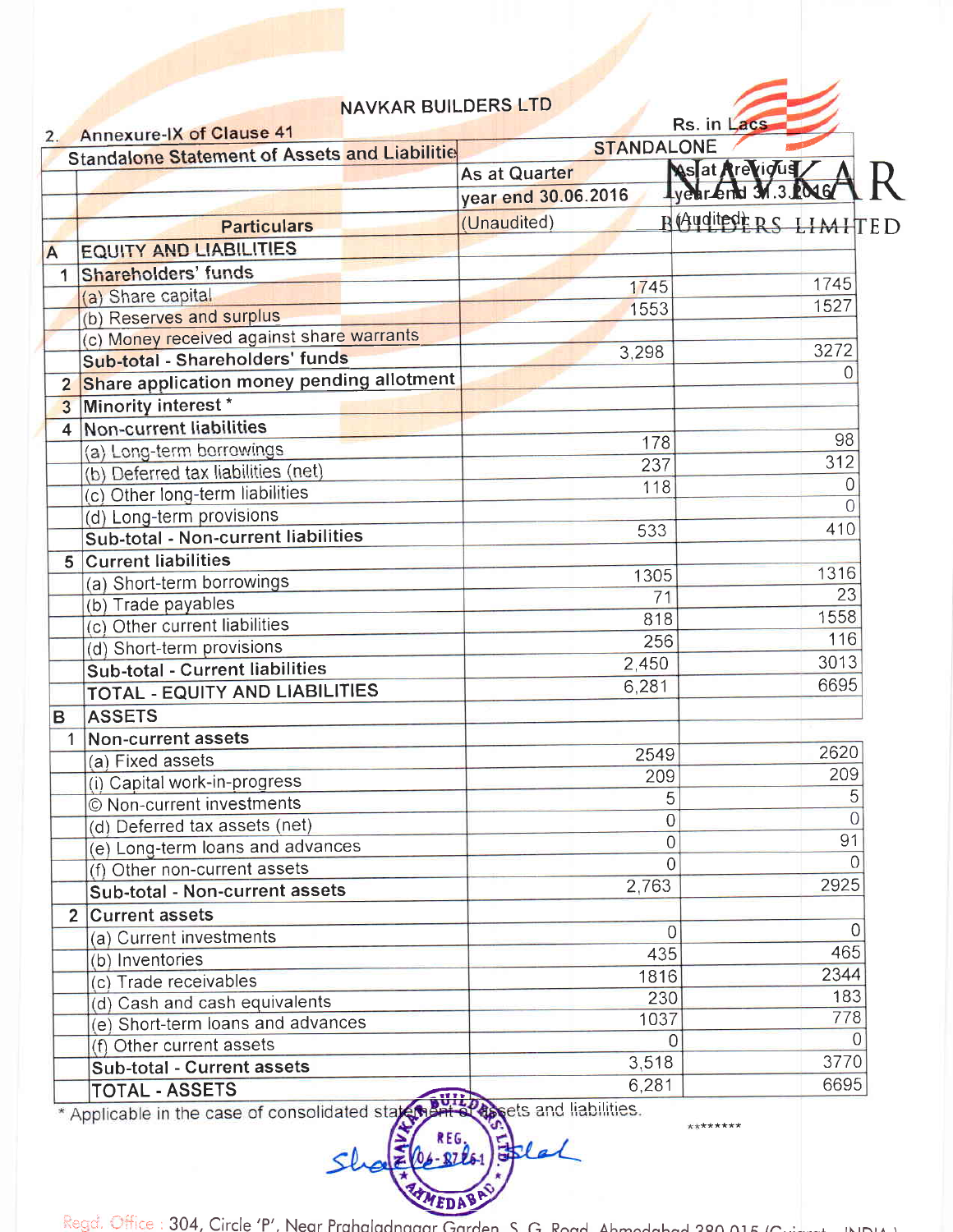NAVKAR BUILDERS LTD

2. Annexure-IX of Clause 41

Rs. in Lacs

| | Standalone Statement of Assets and Liabilities | STANDALONE | |
|---|---|---|---|
| | | As at Quarter year end 30.06.2016 | As at Previous year end 31.3.2016 |
| | Particulars | (Unaudited) | (Audited) |
| A | EQUITY AND LIABILITIES | | |
| 1 | Shareholders' funds | | |
| | (a) Share capital | 1745 | 1745 |
| | (b) Reserves and surplus | 1553 | 1527 |
| | (c) Money received against share warrants | | |
| | Sub-total - Shareholders' funds | 3,298 | 3272 |
| 2 | Share application money pending allotment | | 0 |
| 3 | Minority interest * | | |
| 4 | Non-current liabilities | | |
| | (a) Long-term borrowings | 178 | 98 |
| | (b) Deferred tax liabilities (net) | 237 | 312 |
| | (c) Other long-term liabilities | 118 | 0 |
| | (d) Long-term provisions | | 0 |
| | Sub-total - Non-current liabilities | 533 | 410 |
| 5 | Current liabilities | | |
| | (a) Short-term borrowings | 1305 | 1316 |
| | (b) Trade payables | 71 | 23 |
| | (c) Other current liabilities | 818 | 1558 |
| | (d) Short-term provisions | 256 | 116 |
| | Sub-total - Current liabilities | 2,450 | 3013 |
| | TOTAL - EQUITY AND LIABILITIES | 6,281 | 6695 |
| B | ASSETS | | |
| 1 | Non-current assets | | |
| | (a) Fixed assets | 2549 | 2620 |
| | (i) Capital work-in-progress | 209 | 209 |
| | © Non-current investments | 5 | 5 |
| | (d) Deferred tax assets (net) | 0 | 0 |
| | (e) Long-term loans and advances | 0 | 91 |
| | (f) Other non-current assets | 0 | 0 |
| | Sub-total - Non-current assets | 2,763 | 2925 |
| 2 | Current assets | | |
| | (a) Current investments | 0 | 0 |
| | (b) Inventories | 435 | 465 |
| | (c) Trade receivables | 1816 | 2344 |
| | (d) Cash and cash equivalents | 230 | 183 |
| | (e) Short-term loans and advances | 1037 | 778 |
| | (f) Other current assets | 0 | 0 |
| | Sub-total - Current assets | 3,518 | 3770 |
| | TOTAL - ASSETS | 6,281 | 6695 |

\* Applicable in the case of consolidated statement of assets and liabilities.

\*\*\*\*\*\*\*\*